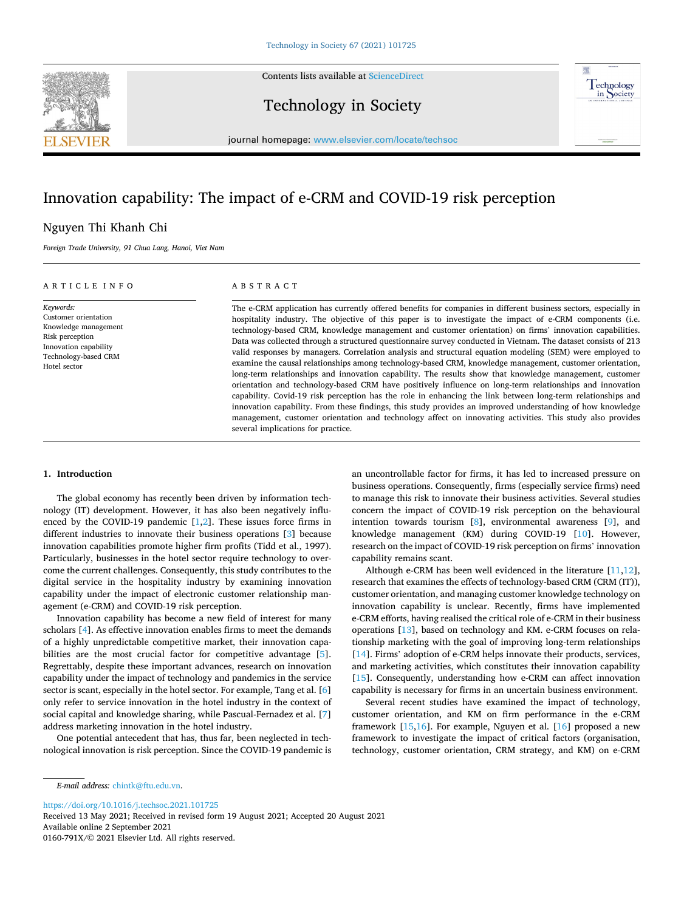# Innovation capability: The impact of e-CRM and COVID-19 risk perception

Nguyen Thi Khanh Chi

*Foreign Trade University, 91 Chua Lang, Hanoi, Viet Nam*

## ARTICLE INFO

*Keywords:*
Customer orientation
Knowledge management
Risk perception
Innovation capability
Technology-based CRM
Hotel sector

## ABSTRACT

The e-CRM application has currently offered benefits for companies in different business sectors, especially in hospitality industry. The objective of this paper is to investigate the impact of e-CRM components (i.e. technology-based CRM, knowledge management and customer orientation) on firms' innovation capabilities. Data was collected through a structured questionnaire survey conducted in Vietnam. The dataset consists of 213 valid responses by managers. Correlation analysis and structural equation modeling (SEM) were employed to examine the causal relationships among technology-based CRM, knowledge management, customer orientation, long-term relationships and innovation capability. The results show that knowledge management, customer orientation and technology-based CRM have positively influence on long-term relationships and innovation capability. Covid-19 risk perception has the role in enhancing the link between long-term relationships and innovation capability. From these findings, this study provides an improved understanding of how knowledge management, customer orientation and technology affect on innovating activities. This study also provides several implications for practice.

## 1. Introduction

The global economy has recently been driven by information technology (IT) development. However, it has also been negatively influenced by the COVID-19 pandemic [1,2]. These issues force firms in different industries to innovate their business operations [3] because innovation capabilities promote higher firm profits (Tidd et al., 1997). Particularly, businesses in the hotel sector require technology to overcome the current challenges. Consequently, this study contributes to the digital service in the hospitality industry by examining innovation capability under the impact of electronic customer relationship management (e-CRM) and COVID-19 risk perception.

Innovation capability has become a new field of interest for many scholars [4]. As effective innovation enables firms to meet the demands of a highly unpredictable competitive market, their innovation capabilities are the most crucial factor for competitive advantage [5]. Regrettably, despite these important advances, research on innovation capability under the impact of technology and pandemics in the service sector is scant, especially in the hotel sector. For example, Tang et al. [6] only refer to service innovation in the hotel industry in the context of social capital and knowledge sharing, while Pascual-Fernadez et al. [7] address marketing innovation in the hotel industry.

One potential antecedent that has, thus far, been neglected in technological innovation is risk perception. Since the COVID-19 pandemic is an uncontrollable factor for firms, it has led to increased pressure on business operations. Consequently, firms (especially service firms) need to manage this risk to innovate their business activities. Several studies concern the impact of COVID-19 risk perception on the behavioural intention towards tourism [8], environmental awareness [9], and knowledge management (KM) during COVID-19 [10]. However, research on the impact of COVID-19 risk perception on firms' innovation capability remains scant.

Although e-CRM has been well evidenced in the literature [11,12], research that examines the effects of technology-based CRM (CRM (IT)), customer orientation, and managing customer knowledge technology on innovation capability is unclear. Recently, firms have implemented e-CRM efforts, having realised the critical role of e-CRM in their business operations [13], based on technology and KM. e-CRM focuses on relationship marketing with the goal of improving long-term relationships [14]. Firms' adoption of e-CRM helps innovate their products, services, and marketing activities, which constitutes their innovation capability [15]. Consequently, understanding how e-CRM can affect innovation capability is necessary for firms in an uncertain business environment.

Several recent studies have examined the impact of technology, customer orientation, and KM on firm performance in the e-CRM framework [15,16]. For example, Nguyen et al. [16] proposed a new framework to investigate the impact of critical factors (organisation, technology, customer orientation, CRM strategy, and KM) on e-CRM

*E-mail address:* chintk@ftu.edu.vn.

https://doi.org/10.1016/j.techsoc.2021.101725
Received 13 May 2021; Received in revised form 19 August 2021; Accepted 20 August 2021
Available online 2 September 2021
0160-791X/© 2021 Elsevier Ltd. All rights reserved.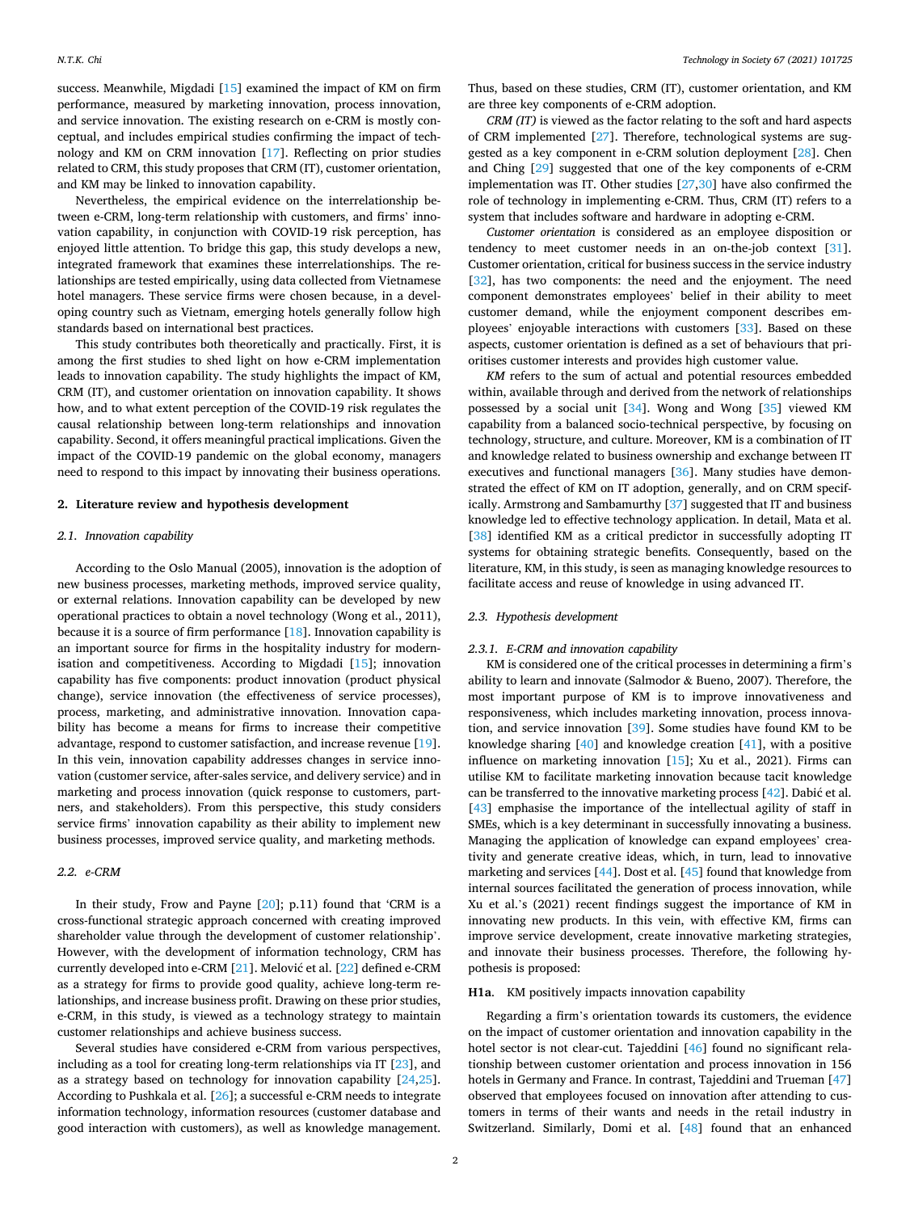success. Meanwhile, Migdadi [15] examined the impact of KM on firm performance, measured by marketing innovation, process innovation, and service innovation. The existing research on e-CRM is mostly conceptual, and includes empirical studies confirming the impact of technology and KM on CRM innovation [17]. Reflecting on prior studies related to CRM, this study proposes that CRM (IT), customer orientation, and KM may be linked to innovation capability.

Nevertheless, the empirical evidence on the interrelationship between e-CRM, long-term relationship with customers, and firms' innovation capability, in conjunction with COVID-19 risk perception, has enjoyed little attention. To bridge this gap, this study develops a new, integrated framework that examines these interrelationships. The relationships are tested empirically, using data collected from Vietnamese hotel managers. These service firms were chosen because, in a developing country such as Vietnam, emerging hotels generally follow high standards based on international best practices.

This study contributes both theoretically and practically. First, it is among the first studies to shed light on how e-CRM implementation leads to innovation capability. The study highlights the impact of KM, CRM (IT), and customer orientation on innovation capability. It shows how, and to what extent perception of the COVID-19 risk regulates the causal relationship between long-term relationships and innovation capability. Second, it offers meaningful practical implications. Given the impact of the COVID-19 pandemic on the global economy, managers need to respond to this impact by innovating their business operations.

## 2. Literature review and hypothesis development

### 2.1. Innovation capability

According to the Oslo Manual (2005), innovation is the adoption of new business processes, marketing methods, improved service quality, or external relations. Innovation capability can be developed by new operational practices to obtain a novel technology (Wong et al., 2011), because it is a source of firm performance [18]. Innovation capability is an important source for firms in the hospitality industry for modernisation and competitiveness. According to Migdadi [15]; innovation capability has five components: product innovation (product physical change), service innovation (the effectiveness of service processes), process, marketing, and administrative innovation. Innovation capability has become a means for firms to increase their competitive advantage, respond to customer satisfaction, and increase revenue [19]. In this vein, innovation capability addresses changes in service innovation (customer service, after-sales service, and delivery service) and in marketing and process innovation (quick response to customers, partners, and stakeholders). From this perspective, this study considers service firms' innovation capability as their ability to implement new business processes, improved service quality, and marketing methods.

### 2.2. e-CRM

In their study, Frow and Payne [20]; p.11) found that 'CRM is a cross-functional strategic approach concerned with creating improved shareholder value through the development of customer relationship'. However, with the development of information technology, CRM has currently developed into e-CRM [21]. Melović et al. [22] defined e-CRM as a strategy for firms to provide good quality, achieve long-term relationships, and increase business profit. Drawing on these prior studies, e-CRM, in this study, is viewed as a technology strategy to maintain customer relationships and achieve business success.

Several studies have considered e-CRM from various perspectives, including as a tool for creating long-term relationships via IT [23], and as a strategy based on technology for innovation capability [24,25]. According to Pushkala et al. [26]; a successful e-CRM needs to integrate information technology, information resources (customer database and good interaction with customers), as well as knowledge management. Thus, based on these studies, CRM (IT), customer orientation, and KM are three key components of e-CRM adoption.

*CRM (IT)* is viewed as the factor relating to the soft and hard aspects of CRM implemented [27]. Therefore, technological systems are suggested as a key component in e-CRM solution deployment [28]. Chen and Ching [29] suggested that one of the key components of e-CRM implementation was IT. Other studies [27,30] have also confirmed the role of technology in implementing e-CRM. Thus, CRM (IT) refers to a system that includes software and hardware in adopting e-CRM.

*Customer orientation* is considered as an employee disposition or tendency to meet customer needs in an on-the-job context [31]. Customer orientation, critical for business success in the service industry [32], has two components: the need and the enjoyment. The need component demonstrates employees' belief in their ability to meet customer demand, while the enjoyment component describes employees' enjoyable interactions with customers [33]. Based on these aspects, customer orientation is defined as a set of behaviours that prioritises customer interests and provides high customer value.

*KM* refers to the sum of actual and potential resources embedded within, available through and derived from the network of relationships possessed by a social unit [34]. Wong and Wong [35] viewed KM capability from a balanced socio-technical perspective, by focusing on technology, structure, and culture. Moreover, KM is a combination of IT and knowledge related to business ownership and exchange between IT executives and functional managers [36]. Many studies have demonstrated the effect of KM on IT adoption, generally, and on CRM specifically. Armstrong and Sambamurthy [37] suggested that IT and business knowledge led to effective technology application. In detail, Mata et al. [38] identified KM as a critical predictor in successfully adopting IT systems for obtaining strategic benefits. Consequently, based on the literature, KM, in this study, is seen as managing knowledge resources to facilitate access and reuse of knowledge in using advanced IT.

### 2.3. Hypothesis development

#### 2.3.1. E-CRM and innovation capability

KM is considered one of the critical processes in determining a firm's ability to learn and innovate (Salmodor & Bueno, 2007). Therefore, the most important purpose of KM is to improve innovativeness and responsiveness, which includes marketing innovation, process innovation, and service innovation [39]. Some studies have found KM to be knowledge sharing [40] and knowledge creation [41], with a positive influence on marketing innovation [15]; Xu et al., 2021). Firms can utilise KM to facilitate marketing innovation because tacit knowledge can be transferred to the innovative marketing process [42]. Dabić et al. [43] emphasise the importance of the intellectual agility of staff in SMEs, which is a key determinant in successfully innovating a business. Managing the application of knowledge can expand employees' creativity and generate creative ideas, which, in turn, lead to innovative marketing and services [44]. Dost et al. [45] found that knowledge from internal sources facilitated the generation of process innovation, while Xu et al.'s (2021) recent findings suggest the importance of KM in innovating new products. In this vein, with effective KM, firms can improve service development, create innovative marketing strategies, and innovate their business processes. Therefore, the following hypothesis is proposed:

**H1a**. KM positively impacts innovation capability

Regarding a firm's orientation towards its customers, the evidence on the impact of customer orientation and innovation capability in the hotel sector is not clear-cut. Tajeddini [46] found no significant relationship between customer orientation and process innovation in 156 hotels in Germany and France. In contrast, Tajeddini and Trueman [47] observed that employees focused on innovation after attending to customers in terms of their wants and needs in the retail industry in Switzerland. Similarly, Domi et al. [48] found that an enhanced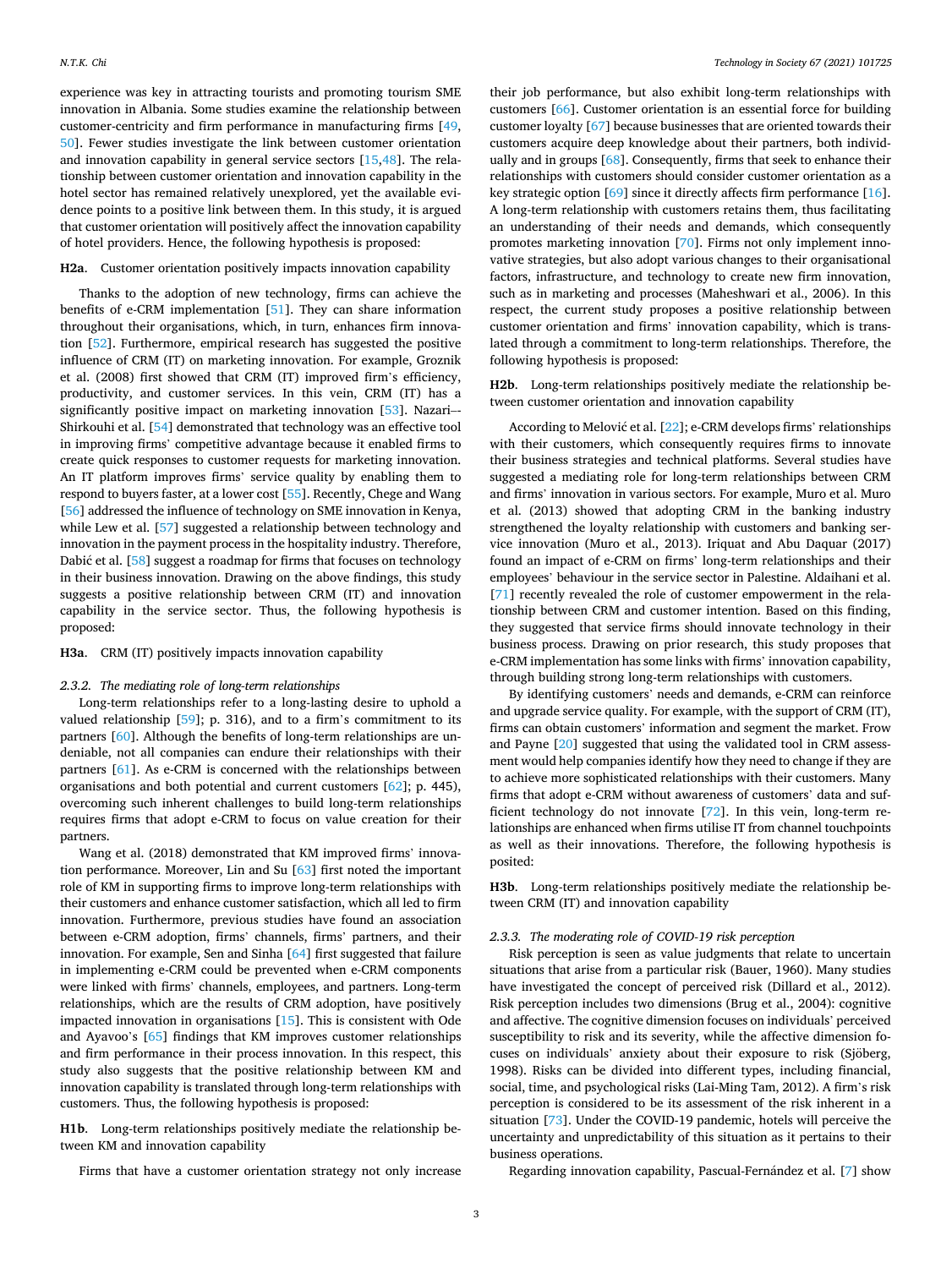experience was key in attracting tourists and promoting tourism SME innovation in Albania. Some studies examine the relationship between customer-centricity and firm performance in manufacturing firms [49, 50]. Fewer studies investigate the link between customer orientation and innovation capability in general service sectors [15,48]. The relationship between customer orientation and innovation capability in the hotel sector has remained relatively unexplored, yet the available evidence points to a positive link between them. In this study, it is argued that customer orientation will positively affect the innovation capability of hotel providers. Hence, the following hypothesis is proposed:

**H2a**. Customer orientation positively impacts innovation capability

Thanks to the adoption of new technology, firms can achieve the benefits of e-CRM implementation [51]. They can share information throughout their organisations, which, in turn, enhances firm innovation [52]. Furthermore, empirical research has suggested the positive influence of CRM (IT) on marketing innovation. For example, Groznik et al. (2008) first showed that CRM (IT) improved firm's efficiency, productivity, and customer services. In this vein, CRM (IT) has a significantly positive impact on marketing innovation [53]. Nazari--Shirkouhi et al. [54] demonstrated that technology was an effective tool in improving firms' competitive advantage because it enabled firms to create quick responses to customer requests for marketing innovation. An IT platform improves firms' service quality by enabling them to respond to buyers faster, at a lower cost [55]. Recently, Chege and Wang [56] addressed the influence of technology on SME innovation in Kenya, while Lew et al. [57] suggested a relationship between technology and innovation in the payment process in the hospitality industry. Therefore, Dabić et al. [58] suggest a roadmap for firms that focuses on technology in their business innovation. Drawing on the above findings, this study suggests a positive relationship between CRM (IT) and innovation capability in the service sector. Thus, the following hypothesis is proposed:

**H3a**. CRM (IT) positively impacts innovation capability

#### 2.3.2. The mediating role of long-term relationships

Long-term relationships refer to a long-lasting desire to uphold a valued relationship [59]; p. 316), and to a firm's commitment to its partners [60]. Although the benefits of long-term relationships are undeniable, not all companies can endure their relationships with their partners [61]. As e-CRM is concerned with the relationships between organisations and both potential and current customers [62]; p. 445), overcoming such inherent challenges to build long-term relationships requires firms that adopt e-CRM to focus on value creation for their partners.

Wang et al. (2018) demonstrated that KM improved firms' innovation performance. Moreover, Lin and Su [63] first noted the important role of KM in supporting firms to improve long-term relationships with their customers and enhance customer satisfaction, which all led to firm innovation. Furthermore, previous studies have found an association between e-CRM adoption, firms' channels, firms' partners, and their innovation. For example, Sen and Sinha [64] first suggested that failure in implementing e-CRM could be prevented when e-CRM components were linked with firms' channels, employees, and partners. Long-term relationships, which are the results of CRM adoption, have positively impacted innovation in organisations [15]. This is consistent with Ode and Ayavoo's [65] findings that KM improves customer relationships and firm performance in their process innovation. In this respect, this study also suggests that the positive relationship between KM and innovation capability is translated through long-term relationships with customers. Thus, the following hypothesis is proposed:

**H1b**. Long-term relationships positively mediate the relationship between KM and innovation capability

Firms that have a customer orientation strategy not only increase their job performance, but also exhibit long-term relationships with customers [66]. Customer orientation is an essential force for building customer loyalty [67] because businesses that are oriented towards their customers acquire deep knowledge about their partners, both individually and in groups [68]. Consequently, firms that seek to enhance their relationships with customers should consider customer orientation as a key strategic option [69] since it directly affects firm performance [16]. A long-term relationship with customers retains them, thus facilitating an understanding of their needs and demands, which consequently promotes marketing innovation [70]. Firms not only implement innovative strategies, but also adopt various changes to their organisational factors, infrastructure, and technology to create new firm innovation, such as in marketing and processes (Maheshwari et al., 2006). In this respect, the current study proposes a positive relationship between customer orientation and firms' innovation capability, which is translated through a commitment to long-term relationships. Therefore, the following hypothesis is proposed:

**H2b**. Long-term relationships positively mediate the relationship between customer orientation and innovation capability

According to Melović et al. [22]; e-CRM develops firms' relationships with their customers, which consequently requires firms to innovate their business strategies and technical platforms. Several studies have suggested a mediating role for long-term relationships between CRM and firms' innovation in various sectors. For example, Muro et al. Muro et al. (2013) showed that adopting CRM in the banking industry strengthened the loyalty relationship with customers and banking service innovation (Muro et al., 2013). Iriquat and Abu Daquar (2017) found an impact of e-CRM on firms' long-term relationships and their employees' behaviour in the service sector in Palestine. Aldaihani et al. [71] recently revealed the role of customer empowerment in the relationship between CRM and customer intention. Based on this finding, they suggested that service firms should innovate technology in their business process. Drawing on prior research, this study proposes that e-CRM implementation has some links with firms' innovation capability, through building strong long-term relationships with customers.

By identifying customers' needs and demands, e-CRM can reinforce and upgrade service quality. For example, with the support of CRM (IT), firms can obtain customers' information and segment the market. Frow and Payne [20] suggested that using the validated tool in CRM assessment would help companies identify how they need to change if they are to achieve more sophisticated relationships with their customers. Many firms that adopt e-CRM without awareness of customers' data and sufficient technology do not innovate [72]. In this vein, long-term relationships are enhanced when firms utilise IT from channel touchpoints as well as their innovations. Therefore, the following hypothesis is posited:

**H3b**. Long-term relationships positively mediate the relationship between CRM (IT) and innovation capability

#### 2.3.3. The moderating role of COVID-19 risk perception

Risk perception is seen as value judgments that relate to uncertain situations that arise from a particular risk (Bauer, 1960). Many studies have investigated the concept of perceived risk (Dillard et al., 2012). Risk perception includes two dimensions (Brug et al., 2004): cognitive and affective. The cognitive dimension focuses on individuals' perceived susceptibility to risk and its severity, while the affective dimension focuses on individuals' anxiety about their exposure to risk (Sjöberg, 1998). Risks can be divided into different types, including financial, social, time, and psychological risks (Lai-Ming Tam, 2012). A firm's risk perception is considered to be its assessment of the risk inherent in a situation [73]. Under the COVID-19 pandemic, hotels will perceive the uncertainty and unpredictability of this situation as it pertains to their business operations.

Regarding innovation capability, Pascual-Fernández et al. [7] show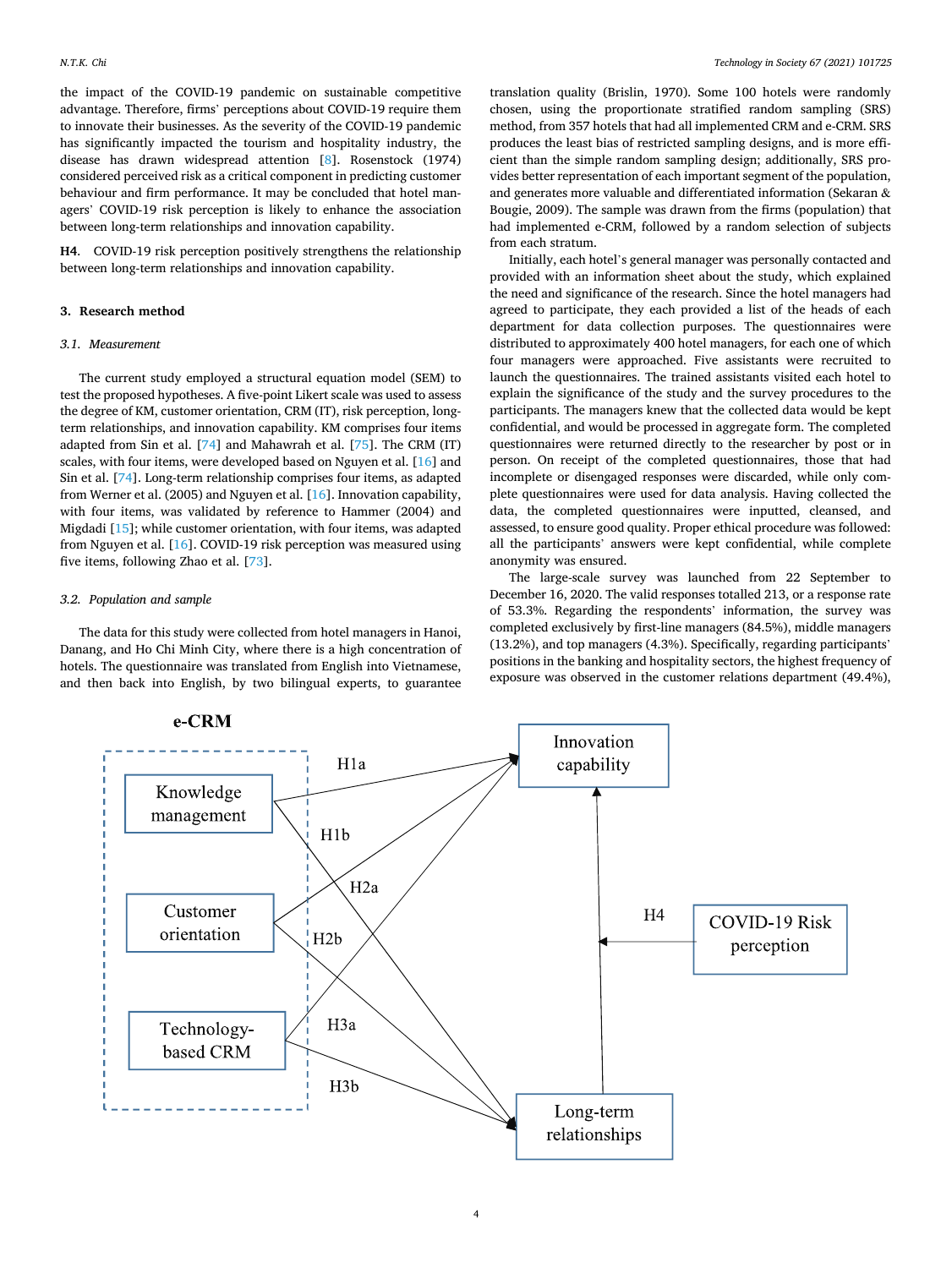the impact of the COVID-19 pandemic on sustainable competitive advantage. Therefore, firms' perceptions about COVID-19 require them to innovate their businesses. As the severity of the COVID-19 pandemic has significantly impacted the tourism and hospitality industry, the disease has drawn widespread attention [8]. Rosenstock (1974) considered perceived risk as a critical component in predicting customer behaviour and firm performance. It may be concluded that hotel managers' COVID-19 risk perception is likely to enhance the association between long-term relationships and innovation capability.

**H4**. COVID-19 risk perception positively strengthens the relationship between long-term relationships and innovation capability.

## 3. Research method

### 3.1. Measurement

The current study employed a structural equation model (SEM) to test the proposed hypotheses. A five-point Likert scale was used to assess the degree of KM, customer orientation, CRM (IT), risk perception, long-term relationships, and innovation capability. KM comprises four items adapted from Sin et al. [74] and Mahawrah et al. [75]. The CRM (IT) scales, with four items, were developed based on Nguyen et al. [16] and Sin et al. [74]. Long-term relationship comprises four items, as adapted from Werner et al. (2005) and Nguyen et al. [16]. Innovation capability, with four items, was validated by reference to Hammer (2004) and Migdadi [15]; while customer orientation, with four items, was adapted from Nguyen et al. [16]. COVID-19 risk perception was measured using five items, following Zhao et al. [73].

### 3.2. Population and sample

The data for this study were collected from hotel managers in Hanoi, Danang, and Ho Chi Minh City, where there is a high concentration of hotels. The questionnaire was translated from English into Vietnamese, and then back into English, by two bilingual experts, to guarantee translation quality (Brislin, 1970). Some 100 hotels were randomly chosen, using the proportionate stratified random sampling (SRS) method, from 357 hotels that had all implemented CRM and e-CRM. SRS produces the least bias of restricted sampling designs, and is more efficient than the simple random sampling design; additionally, SRS provides better representation of each important segment of the population, and generates more valuable and differentiated information (Sekaran & Bougie, 2009). The sample was drawn from the firms (population) that had implemented e-CRM, followed by a random selection of subjects from each stratum.

Initially, each hotel's general manager was personally contacted and provided with an information sheet about the study, which explained the need and significance of the research. Since the hotel managers had agreed to participate, they each provided a list of the heads of each department for data collection purposes. The questionnaires were distributed to approximately 400 hotel managers, for each one of which four managers were approached. Five assistants were recruited to launch the questionnaires. The trained assistants visited each hotel to explain the significance of the study and the survey procedures to the participants. The managers knew that the collected data would be kept confidential, and would be processed in aggregate form. The completed questionnaires were returned directly to the researcher by post or in person. On receipt of the completed questionnaires, those that had incomplete or disengaged responses were discarded, while only complete questionnaires were used for data analysis. Having collected the data, the completed questionnaires were inputted, cleansed, and assessed, to ensure good quality. Proper ethical procedure was followed: all the participants' answers were kept confidential, while complete anonymity was ensured.

The large-scale survey was launched from 22 September to December 16, 2020. The valid responses totalled 213, or a response rate of 53.3%. Regarding the respondents' information, the survey was completed exclusively by first-line managers (84.5%), middle managers (13.2%), and top managers (4.3%). Specifically, regarding participants' positions in the banking and hospitality sectors, the highest frequency of exposure was observed in the customer relations department (49.4%),

e-CRM

Knowledge management

Customer orientation

Technology-based CRM

Innovation capability

Long-term relationships

COVID-19 Risk perception

H1a H1b H2a H2b H3a H3b H4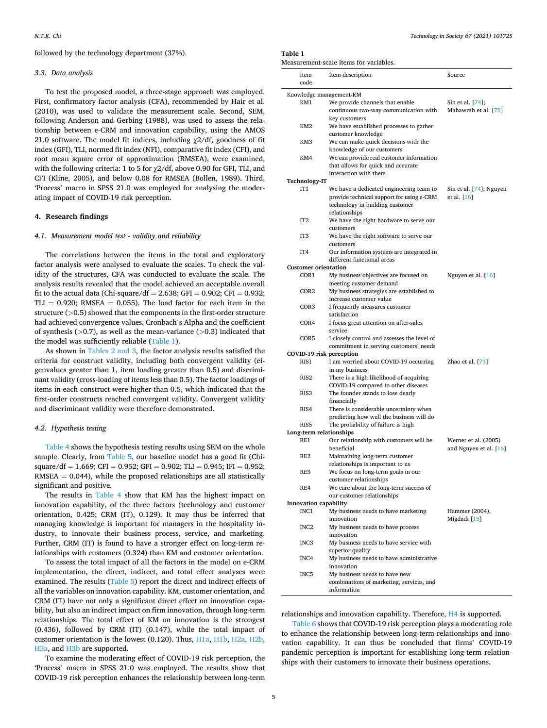followed by the technology department (37%).

### 3.3. Data analysis

To test the proposed model, a three-stage approach was employed. First, confirmatory factor analysis (CFA), recommended by Hair et al. (2010), was used to validate the measurement scale. Second, SEM, following Anderson and Gerbing (1988), was used to assess the relationship between e-CRM and innovation capability, using the AMOS 21.0 software. The model fit indices, including $\chi 2/\text{df}$, goodness of fit index (GFI), TLI, normed fit index (NFI), comparative fit index (CFI), and root mean square error of approximation (RMSEA), were examined, with the following criteria: 1 to 5 for $\chi 2/\text{df}$, above 0.90 for GFI, TLI, and CFI (Kline, 2005), and below 0.08 for RMSEA (Bollen, 1989). Third, 'Process' macro in SPSS 21.0 was employed for analysing the moderating impact of COVID-19 risk perception.

## 4. Research findings

### 4.1. Measurement model test - validity and reliability

The correlations between the items in the total and exploratory factor analysis were analysed to evaluate the scales. To check the validity of the structures, CFA was conducted to evaluate the scale. The analysis results revealed that the model achieved an acceptable overall fit to the actual data (Chi-square/df = 2.638; GFI = 0.902; CFI = 0.932; TLI = 0.920; RMSEA = 0.055). The load factor for each item in the structure (>0.5) showed that the components in the first-order structure had achieved convergence values. Cronbach's Alpha and the coefficient of synthesis (>0.7), as well as the mean-variance (>0.3) indicated that the model was sufficiently reliable (Table 1).

As shown in Tables 2 and 3, the factor analysis results satisfied the criteria for construct validity, including both convergent validity (eigenvalues greater than 1, item loading greater than 0.5) and discriminant validity (cross-loading of items less than 0.5). The factor loadings of items in each construct were higher than 0.5, which indicated that the first-order constructs reached convergent validity. Convergent validity and discriminant validity were therefore demonstrated.

### 4.2. Hypothesis testing

Table 4 shows the hypothesis testing results using SEM on the whole sample. Clearly, from Table 5, our baseline model has a good fit (Chi-square/df = 1.669; CFI = 0.952; GFI = 0.902; TLI = 0.945; IFI = 0.952; RMSEA = 0.044), while the proposed relationships are all statistically significant and positive.

The results in Table 4 show that KM has the highest impact on innovation capability, of the three factors (technology and customer orientation, 0.425; CRM (IT), 0.129). It may thus be inferred that managing knowledge is important for managers in the hospitality industry, to innovate their business process, service, and marketing. Further, CRM (IT) is found to have a stronger effect on long-term relationships with customers (0.324) than KM and customer orientation.

To assess the total impact of all the factors in the model on e-CRM implementation, the direct, indirect, and total effect analyses were examined. The results (Table 5) report the direct and indirect effects of all the variables on innovation capability. KM, customer orientation, and CRM (IT) have not only a significant direct effect on innovation capability, but also an indirect impact on firm innovation, through long-term relationships. The total effect of KM on innovation is the strongest (0.436), followed by CRM (IT) (0.147), while the total impact of customer orientation is the lowest (0.120). Thus, H1a, H1b, H2a, H2b, H3a, and H3b are supported.

To examine the moderating effect of COVID-19 risk perception, the 'Process' macro in SPSS 21.0 was employed. The results show that COVID-19 risk perception enhances the relationship between long-term relationships and innovation capability. Therefore, H4 is supported.

Table 6 shows that COVID-19 risk perception plays a moderating role to enhance the relationship between long-term relationships and innovation capability. It can thus be concluded that firms' COVID-19 pandemic perception is important for establishing long-term relationships with their customers to innovate their business operations.

**Table 1**
Measurement-scale items for variables.

| Item code | Item description | Source |
|---|---|---|
| **Knowledge management-KM** | | |
| KM1 | We provide channels that enable continuous two-way communication with key customers | Sin et al. [74]; Mahawrah et al. [75] |
| KM2 | We have established processes to gather customer knowledge | |
| KM3 | We can make quick decisions with the knowledge of our customers | |
| KM4 | We can provide real customer information that allows for quick and accurate interaction with them | |
| **Technology-IT** | | |
| IT1 | We have a dedicated engineering team to provide technical support for using e-CRM technology in building customer relationships | Sin et al. [74]; Nguyen et al. [16] |
| IT2 | We have the right hardware to serve our customers | |
| IT3 | We have the right software to serve our customers | |
| IT4 | Our information systems are integrated in different functional areas | |
| **Customer orientation** | | |
| COR1 | My business objectives are focused on meeting customer demand | Nguyen et al. [16] |
| COR2 | My business strategies are established to increase customer value | |
| COR3 | I frequently measures customer satisfaction | |
| COR4 | I focus great attention on after-sales service | |
| COR5 | I closely control and assesses the level of commitment in serving customers' needs | |
| **COVID-19 risk perception** | | |
| RIS1 | I am worried about COVID-19 occurring in my business | Zhao et al. [73] |
| RIS2 | There is a high likelihood of acquiring COVID-19 compared to other diseases | |
| RIS3 | The founder stands to lose dearly financially | |
| RIS4 | There is considerable uncertainty when predicting how well the business will do | |
| RIS5 | The probability of failure is high | |
| **Long-term relationships** | | |
| RE1 | Our relationship with customers will be beneficial | Werner et al. (2005) and Nguyen et al. [16] |
| RE2 | Maintaining long-term customer relationships is important to us | |
| RE3 | We focus on long-term goals in our customer relationships | |
| RE4 | We care about the long-term success of our customer relationships | |
| **Innovation capability** | | |
| INC1 | My business needs to have marketing innovation | Hammer (2004), Migdadi [15] |
| INC2 | My business needs to have process innovation | |
| INC3 | My business needs to have service with superior quality | |
| INC4 | My business needs to have administrative innovation | |
| INC5 | My business needs to have new combinations of marketing, services, and information | |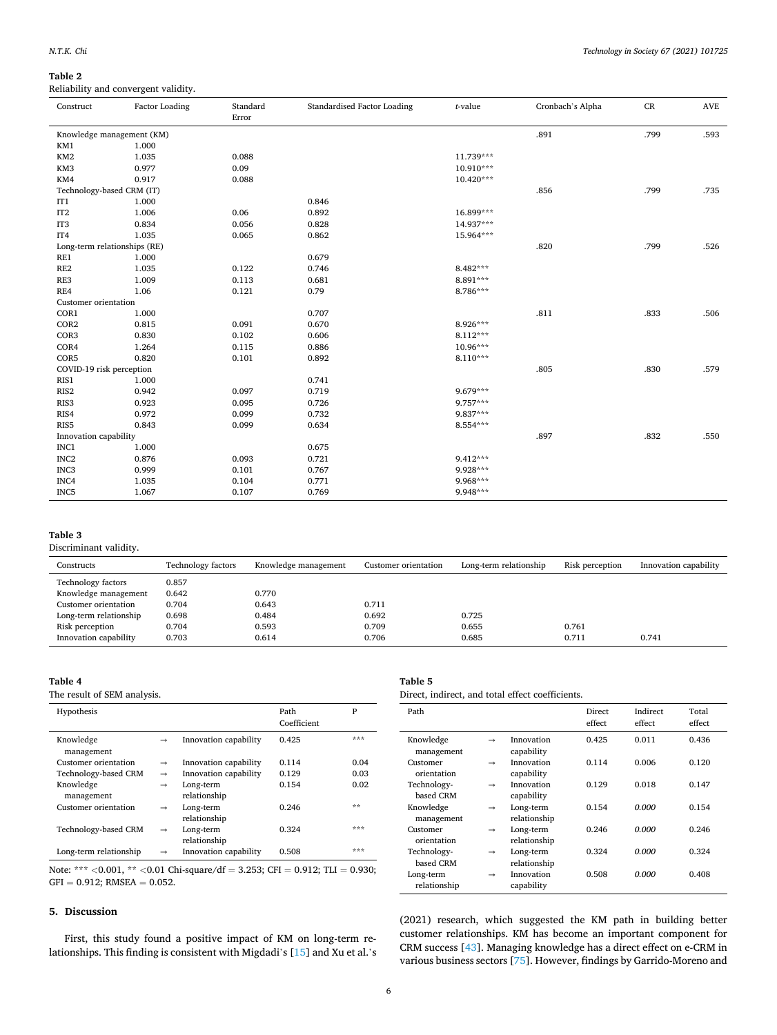**Table 2**

Reliability and convergent validity.

| Construct | Factor Loading | Standard Error | Standardised Factor Loading | *t*-value | Cronbach's Alpha | CR | AVE |
|---|---|---|---|---|---|---|---|
| Knowledge management (KM) | | | | | .891 | .799 | .593 |
| KM1 | 1.000 | | | | | | |
| KM2 | 1.035 | 0.088 | | 11.739*** | | | |
| KM3 | 0.977 | 0.09 | | 10.910*** | | | |
| KM4 | 0.917 | 0.088 | | 10.420*** | | | |
| Technology-based CRM (IT) | | | | | .856 | .799 | .735 |
| IT1 | 1.000 | | 0.846 | | | | |
| IT2 | 1.006 | 0.06 | 0.892 | 16.899*** | | | |
| IT3 | 0.834 | 0.056 | 0.828 | 14.937*** | | | |
| IT4 | 1.035 | 0.065 | 0.862 | 15.964*** | | | |
| Long-term relationships (RE) | | | | | .820 | .799 | .526 |
| RE1 | 1.000 | | 0.679 | | | | |
| RE2 | 1.035 | 0.122 | 0.746 | 8.482*** | | | |
| RE3 | 1.009 | 0.113 | 0.681 | 8.891*** | | | |
| RE4 | 1.06 | 0.121 | 0.79 | 8.786*** | | | |
| Customer orientation | | | | | .811 | .833 | .506 |
| COR1 | 1.000 | | 0.707 | | | | |
| COR2 | 0.815 | 0.091 | 0.670 | 8.926*** | | | |
| COR3 | 0.830 | 0.102 | 0.606 | 8.112*** | | | |
| COR4 | 1.264 | 0.115 | 0.886 | 10.96*** | | | |
| COR5 | 0.820 | 0.101 | 0.892 | 8.110*** | | | |
| COVID-19 risk perception | | | | | .805 | .830 | .579 |
| RIS1 | 1.000 | | 0.741 | | | | |
| RIS2 | 0.942 | 0.097 | 0.719 | 9.679*** | | | |
| RIS3 | 0.923 | 0.095 | 0.726 | 9.757*** | | | |
| RIS4 | 0.972 | 0.099 | 0.732 | 9.837*** | | | |
| RIS5 | 0.843 | 0.099 | 0.634 | 8.554*** | | | |
| Innovation capability | | | | | .897 | .832 | .550 |
| INC1 | 1.000 | | 0.675 | | | | |
| INC2 | 0.876 | 0.093 | 0.721 | 9.412*** | | | |
| INC3 | 0.999 | 0.101 | 0.767 | 9.928*** | | | |
| INC4 | 1.035 | 0.104 | 0.771 | 9.968*** | | | |
| INC5 | 1.067 | 0.107 | 0.769 | 9.948*** | | | |

**Table 3**

Discriminant validity.

| Constructs | Technology factors | Knowledge management | Customer orientation | Long-term relationship | Risk perception | Innovation capability |
|---|---|---|---|---|---|---|
| Technology factors | 0.857 | | | | | |
| Knowledge management | 0.642 | 0.770 | | | | |
| Customer orientation | 0.704 | 0.643 | 0.711 | | | |
| Long-term relationship | 0.698 | 0.484 | 0.692 | 0.725 | | |
| Risk perception | 0.704 | 0.593 | 0.709 | 0.655 | 0.761 | |
| Innovation capability | 0.703 | 0.614 | 0.706 | 0.685 | 0.711 | 0.741 |

**Table 4**

The result of SEM analysis.

| Hypothesis | | | Path Coefficient | P |
|---|---|---|---|---|
| Knowledge management | → | Innovation capability | 0.425 | *** |
| Customer orientation | → | Innovation capability | 0.114 | 0.04 |
| Technology-based CRM | → | Innovation capability | 0.129 | 0.03 |
| Knowledge management | → | Long-term relationship | 0.154 | 0.02 |
| Customer orientation | → | Long-term relationship | 0.246 | ** |
| Technology-based CRM | → | Long-term relationship | 0.324 | *** |
| Long-term relationship | → | Innovation capability | 0.508 | *** |

Note: *** <0.001, ** <0.01 Chi-square/df = 3.253; CFI = 0.912; TLI = 0.930; GFI = 0.912; RMSEA = 0.052.

**Table 5**

Direct, indirect, and total effect coefficients.

| Path | | | Direct effect | Indirect effect | Total effect |
|---|---|---|---|---|---|
| Knowledge management | → | Innovation capability | 0.425 | 0.011 | 0.436 |
| Customer orientation | → | Innovation capability | 0.114 | 0.006 | 0.120 |
| Technology-based CRM | → | Innovation capability | 0.129 | 0.018 | 0.147 |
| Knowledge management | → | Long-term relationship | 0.154 | *0.000* | 0.154 |
| Customer orientation | → | Long-term relationship | 0.246 | *0.000* | 0.246 |
| Technology-based CRM | → | Long-term relationship | 0.324 | *0.000* | 0.324 |
| Long-term relationship | → | Innovation capability | 0.508 | *0.000* | 0.408 |

## 5. Discussion

First, this study found a positive impact of KM on long-term relationships. This finding is consistent with Migdadi's [15] and Xu et al.'s (2021) research, which suggested the KM path in building better customer relationships. KM has become an important component for CRM success [43]. Managing knowledge has a direct effect on e-CRM in various business sectors [75]. However, findings by Garrido-Moreno and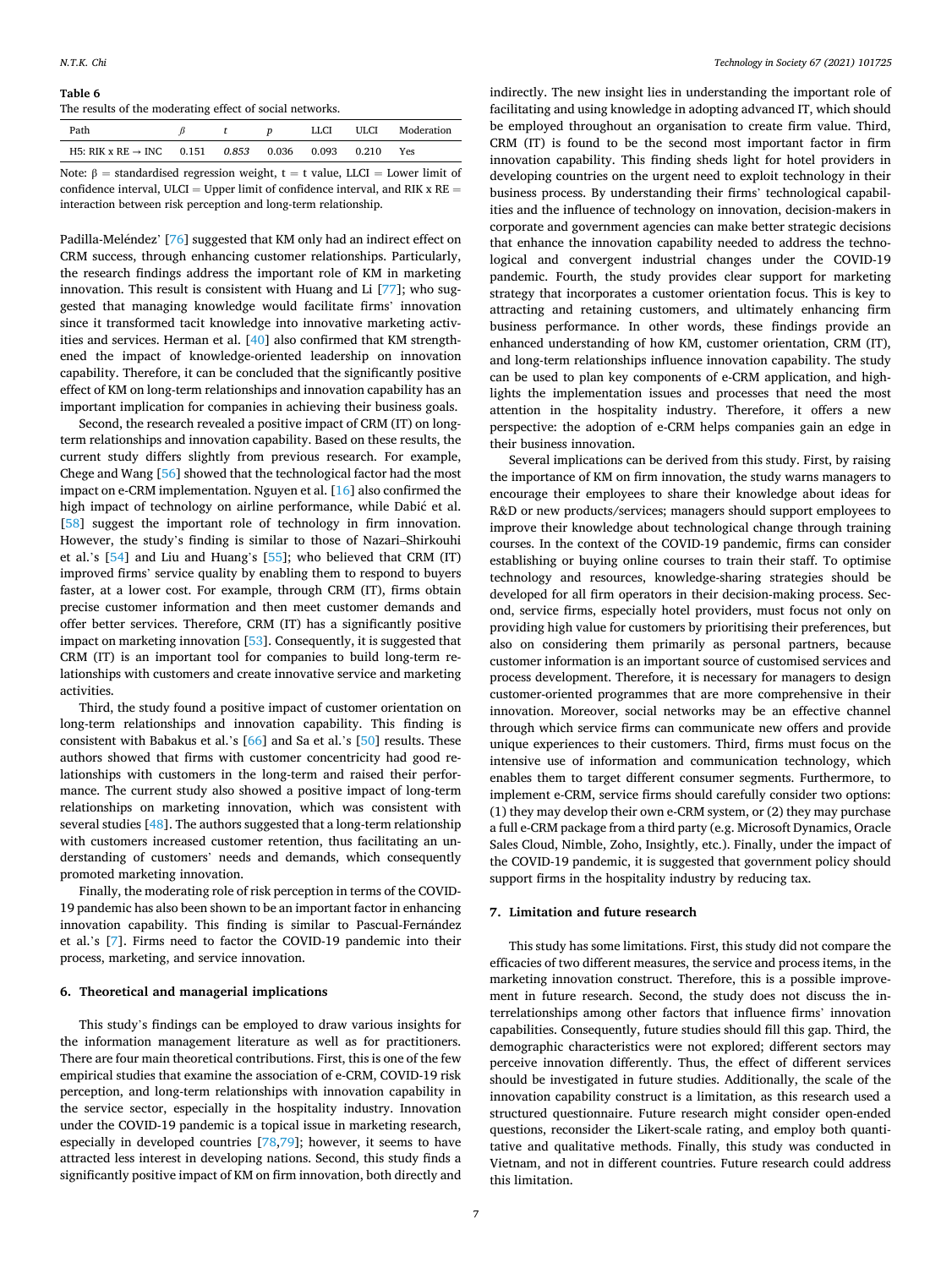**Table 6**
The results of the moderating effect of social networks.

| Path | $\beta$ | $t$ | $p$ | LLCI | ULCI | Moderation |
|---|---|---|---|---|---|---|
| H5: RIK x RE → INC | 0.151 | *0.853* | 0.036 | 0.093 | 0.210 | Yes |

Note: $\beta$ = standardised regression weight, t = t value, LLCI = Lower limit of confidence interval, ULCI = Upper limit of confidence interval, and RIK x RE = interaction between risk perception and long-term relationship.

Padilla-Meléndez' [76] suggested that KM only had an indirect effect on CRM success, through enhancing customer relationships. Particularly, the research findings address the important role of KM in marketing innovation. This result is consistent with Huang and Li [77]; who suggested that managing knowledge would facilitate firms' innovation since it transformed tacit knowledge into innovative marketing activities and services. Herman et al. [40] also confirmed that KM strengthened the impact of knowledge-oriented leadership on innovation capability. Therefore, it can be concluded that the significantly positive effect of KM on long-term relationships and innovation capability has an important implication for companies in achieving their business goals.

Second, the research revealed a positive impact of CRM (IT) on long-term relationships and innovation capability. Based on these results, the current study differs slightly from previous research. For example, Chege and Wang [56] showed that the technological factor had the most impact on e-CRM implementation. Nguyen et al. [16] also confirmed the high impact of technology on airline performance, while Dabić et al. [58] suggest the important role of technology in firm innovation. However, the study's finding is similar to those of Nazari–Shirkouhi et al.'s [54] and Liu and Huang's [55]; who believed that CRM (IT) improved firms' service quality by enabling them to respond to buyers faster, at a lower cost. For example, through CRM (IT), firms obtain precise customer information and then meet customer demands and offer better services. Therefore, CRM (IT) has a significantly positive impact on marketing innovation [53]. Consequently, it is suggested that CRM (IT) is an important tool for companies to build long-term relationships with customers and create innovative service and marketing activities.

Third, the study found a positive impact of customer orientation on long-term relationships and innovation capability. This finding is consistent with Babakus et al.'s [66] and Sa et al.'s [50] results. These authors showed that firms with customer concentricity had good relationships with customers in the long-term and raised their performance. The current study also showed a positive impact of long-term relationships on marketing innovation, which was consistent with several studies [48]. The authors suggested that a long-term relationship with customers increased customer retention, thus facilitating an understanding of customers' needs and demands, which consequently promoted marketing innovation.

Finally, the moderating role of risk perception in terms of the COVID-19 pandemic has also been shown to be an important factor in enhancing innovation capability. This finding is similar to Pascual-Fernández et al.'s [7]. Firms need to factor the COVID-19 pandemic into their process, marketing, and service innovation.

## 6. Theoretical and managerial implications

This study's findings can be employed to draw various insights for the information management literature as well as for practitioners. There are four main theoretical contributions. First, this is one of the few empirical studies that examine the association of e-CRM, COVID-19 risk perception, and long-term relationships with innovation capability in the service sector, especially in the hospitality industry. Innovation under the COVID-19 pandemic is a topical issue in marketing research, especially in developed countries [78,79]; however, it seems to have attracted less interest in developing nations. Second, this study finds a significantly positive impact of KM on firm innovation, both directly and indirectly. The new insight lies in understanding the important role of facilitating and using knowledge in adopting advanced IT, which should be employed throughout an organisation to create firm value. Third, CRM (IT) is found to be the second most important factor in firm innovation capability. This finding sheds light for hotel providers in developing countries on the urgent need to exploit technology in their business process. By understanding their firms' technological capabilities and the influence of technology on innovation, decision-makers in corporate and government agencies can make better strategic decisions that enhance the innovation capability needed to address the technological and convergent industrial changes under the COVID-19 pandemic. Fourth, the study provides clear support for marketing strategy that incorporates a customer orientation focus. This is key to attracting and retaining customers, and ultimately enhancing firm business performance. In other words, these findings provide an enhanced understanding of how KM, customer orientation, CRM (IT), and long-term relationships influence innovation capability. The study can be used to plan key components of e-CRM application, and highlights the implementation issues and processes that need the most attention in the hospitality industry. Therefore, it offers a new perspective: the adoption of e-CRM helps companies gain an edge in their business innovation.

Several implications can be derived from this study. First, by raising the importance of KM on firm innovation, the study warns managers to encourage their employees to share their knowledge about ideas for R&D or new products/services; managers should support employees to improve their knowledge about technological change through training courses. In the context of the COVID-19 pandemic, firms can consider establishing or buying online courses to train their staff. To optimise technology and resources, knowledge-sharing strategies should be developed for all firm operators in their decision-making process. Second, service firms, especially hotel providers, must focus not only on providing high value for customers by prioritising their preferences, but also on considering them primarily as personal partners, because customer information is an important source of customised services and process development. Therefore, it is necessary for managers to design customer-oriented programmes that are more comprehensive in their innovation. Moreover, social networks may be an effective channel through which service firms can communicate new offers and provide unique experiences to their customers. Third, firms must focus on the intensive use of information and communication technology, which enables them to target different consumer segments. Furthermore, to implement e-CRM, service firms should carefully consider two options: (1) they may develop their own e-CRM system, or (2) they may purchase a full e-CRM package from a third party (e.g. Microsoft Dynamics, Oracle Sales Cloud, Nimble, Zoho, Insightly, etc.). Finally, under the impact of the COVID-19 pandemic, it is suggested that government policy should support firms in the hospitality industry by reducing tax.

## 7. Limitation and future research

This study has some limitations. First, this study did not compare the efficacies of two different measures, the service and process items, in the marketing innovation construct. Therefore, this is a possible improvement in future research. Second, the study does not discuss the interrelationships among other factors that influence firms' innovation capabilities. Consequently, future studies should fill this gap. Third, the demographic characteristics were not explored; different sectors may perceive innovation differently. Thus, the effect of different services should be investigated in future studies. Additionally, the scale of the innovation capability construct is a limitation, as this research used a structured questionnaire. Future research might consider open-ended questions, reconsider the Likert-scale rating, and employ both quantitative and qualitative methods. Finally, this study was conducted in Vietnam, and not in different countries. Future research could address this limitation.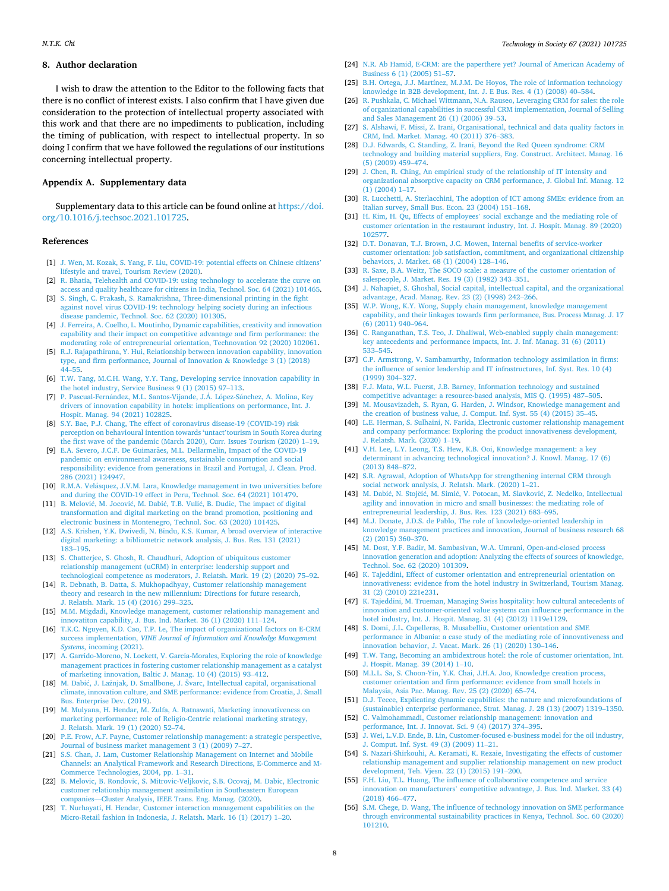## 8. Author declaration

I wish to draw the attention to the Editor to the following facts that there is no conflict of interest exists. I also confirm that I have given due consideration to the protection of intellectual property associated with this work and that there are no impediments to publication, including the timing of publication, with respect to intellectual property. In so doing I confirm that we have followed the regulations of our institutions concerning intellectual property.

## Appendix A. Supplementary data

Supplementary data to this article can be found online at https://doi.org/10.1016/j.techsoc.2021.101725.

## References

[1] J. Wen, M. Kozak, S. Yang, F. Liu, COVID-19: potential effects on Chinese citizens' lifestyle and travel, Tourism Review (2020).

[2] R. Bhatia, Telehealth and COVID-19: using technology to accelerate the curve on access and quality healthcare for citizens in India, Technol. Soc. 64 (2021) 101465.

[3] S. Singh, C. Prakash, S. Ramakrishna, Three-dimensional printing in the fight against novel virus COVID-19: technology helping society during an infectious disease pandemic, Technol. Soc. 62 (2020) 101305.

[4] J. Ferreira, A. Coelho, L. Moutinho, Dynamic capabilities, creativity and innovation capability and their impact on competitive advantage and firm performance: the moderating role of entrepreneurial orientation, Technovation 92 (2020) 102061.

[5] R.J. Rajapathirana, Y. Hui, Relationship between innovation capability, innovation type, and firm performance, Journal of Innovation & Knowledge 3 (1) (2018) 44–55.

[6] T.W. Tang, M.C.H. Wang, Y.Y. Tang, Developing service innovation capability in the hotel industry, Service Business 9 (1) (2015) 97–113.

[7] P. Pascual-Fernández, M.L. Santos-Vijande, J.Á. López-Sánchez, A. Molina, Key drivers of innovation capability in hotels: implications on performance, Int. J. Hospit. Manag. 94 (2021) 102825.

[8] S.Y. Bae, P.J. Chang, The effect of coronavirus disease-19 (COVID-19) risk perception on behavioural intention towards 'untact' tourism in South Korea during the first wave of the pandemic (March 2020), Curr. Issues Tourism (2020) 1–19.

[9] E.A. Severo, J.C.F. De Guimarães, M.L. Dellarmelin, Impact of the COVID-19 pandemic on environmental awareness, sustainable consumption and social responsibility: evidence from generations in Brazil and Portugal, J. Clean. Prod. 286 (2021) 124947.

[10] R.M.A. Velásquez, J.V.M. Lara, Knowledge management in two universities before and during the COVID-19 effect in Peru, Technol. Soc. 64 (2021) 101479.

[11] B. Melović, M. Jocović, M. Dabić, T.B. Vulić, B. Dudic, The impact of digital transformation and digital marketing on the brand promotion, positioning and electronic business in Montenegro, Technol. Soc. 63 (2020) 101425.

[12] A.S. Krishen, Y.K. Dwivedi, N. Bindu, K.S. Kumar, A broad overview of interactive digital marketing: a bibliometric network analysis, J. Bus. Res. 131 (2021) 183–195.

[13] S. Chatterjee, S. Ghosh, R. Chaudhuri, Adoption of ubiquitous customer relationship management (uCRM) in enterprise: leadership support and technological competence as moderators, J. Relatsh. Mark. 19 (2) (2020) 75–92.

[14] R. Debnath, B. Datta, S. Mukhopadhyay, Customer relationship management theory and research in the new millennium: Directions for future research, J. Relatsh. Mark. 15 (4) (2016) 299–325.

[15] M.M. Migdadi, Knowledge management, customer relationship management and innovatiton capability, J. Bus. Ind. Market. 36 (1) (2020) 111–124.

[16] T.K.C. Nguyen, K.D. Cao, T.P. Le, The impact of organizational factors on E-CRM success implementation, *VINE Journal of Information and Knowledge Management Systems*, incoming (2021).

[17] A. Garrido-Moreno, N. Lockett, V. Garcia-Morales, Exploring the role of knowledge management practices in fostering customer relationship management as a catalyst of marketing innovation, Baltic J. Manag. 10 (4) (2015) 93–412.

[18] M. Dabić, J. Lažnjak, D. Smallbone, J. Švarc, Intellectual capital, organisational climate, innovation culture, and SME performance: evidence from Croatia, J. Small Bus. Enterprise Dev. (2019).

[19] M. Mulyana, H. Hendar, M. Zulfa, A. Ratnawati, Marketing innovativeness on marketing performance: role of Religio-Centric relational marketing strategy, J. Relatsh. Mark. 19 (1) (2020) 52–74.

[20] P.E. Frow, A.F. Payne, Customer relationship management: a strategic perspective, Journal of business market management 3 (1) (2009) 7–27.

[21] S.S. Chan, J. Lam, Customer Relationship Management on Internet and Mobile Channels: an Analytical Framework and Research Directions, E-Commerce and M-Commerce Technologies, 2004, pp. 1–31.

[22] B. Melovic, B. Rondovic, S. Mitrovic-Veljkovic, S.B. Ocovaj, M. Dabic, Electronic customer relationship management assimilation in Southeastern European companies—Cluster Analysis, IEEE Trans. Eng. Manag. (2020).

[23] T. Nurhayati, H. Hendar, Customer interaction management capabilities on the Micro-Retail fashion in Indonesia, J. Relatsh. Mark. 16 (1) (2017) 1–20.

[24] N.R. Ab Hamid, E-CRM: are the paperthere yet? Journal of American Academy of Business 6 (1) (2005) 51–57.

[25] B.H. Ortega, J.J. Martínez, M.J.M. De Hoyos, The role of information technology knowledge in B2B development, Int. J. E Bus. Res. 4 (1) (2008) 40–584.

[26] R. Pushkala, C. Michael Wittmann, N.A. Rauseo, Leveraging CRM for sales: the role of organizational capabilities in successful CRM implementation, Journal of Selling and Sales Management 26 (1) (2006) 39–53.

[27] S. Alshawi, F. Missi, Z. Irani, Organisational, technical and data quality factors in CRM, Ind. Market. Manag. 40 (2011) 376–383.

[28] D.J. Edwards, C. Standing, Z. Irani, Beyond the Red Queen syndrome: CRM technology and building material suppliers, Eng. Construct. Architect. Manag. 16 (5) (2009) 459–474.

[29] J. Chen, R. Ching, An empirical study of the relationship of IT intensity and organizational absorptive capacity on CRM performance, J. Global Inf. Manag. 12 (1) (2004) 1–17.

[30] R. Lucchetti, A. Sterlacchini, The adoption of ICT among SMEs: evidence from an Italian survey, Small Bus. Econ. 23 (2004) 151–168.

[31] H. Kim, H. Qu, Effects of employees' social exchange and the mediating role of customer orientation in the restaurant industry, Int. J. Hospit. Manag. 89 (2020) 102577.

[32] D.T. Donavan, T.J. Brown, J.C. Mowen, Internal benefits of service-worker customer orientation: job satisfaction, commitment, and organizational citizenship behaviors, J. Market. 68 (1) (2004) 128–146.

[33] R. Saxe, B.A. Weitz, The SOCO scale: a measure of the customer orientation of salespeople, J. Market. Res. 19 (3) (1982) 343–351.

[34] J. Nahapiet, S. Ghoshal, Social capital, intellectual capital, and the organizational advantage, Acad. Manag. Rev. 23 (2) (1998) 242–266.

[35] W.P. Wong, K.Y. Wong, Supply chain management, knowledge management capability, and their linkages towards firm performance, Bus. Process Manag. J. 17 (6) (2011) 940–964.

[36] C. Ranganathan, T.S. Teo, J. Dhaliwal, Web-enabled supply chain management: key antecedents and performance impacts, Int. J. Inf. Manag. 31 (6) (2011) 533–545.

[37] C.P. Armstrong, V. Sambamurthy, Information technology assimilation in firms: the influence of senior leadership and IT infrastructures, Inf. Syst. Res. 10 (4) (1999) 304–327.

[38] F.J. Mata, W.L. Fuerst, J.B. Barney, Information technology and sustained competitive advantage: a resource-based analysis, MIS Q. (1995) 487–505.

[39] M. Mousavizadeh, S. Ryan, G. Harden, J. Windsor, Knowledge management and the creation of business value, J. Comput. Inf. Syst. 55 (4) (2015) 35–45.

[40] L.E. Herman, S. Sulhaini, N. Farida, Electronic customer relationship management and company performance: Exploring the product innovativeness development, J. Relatsh. Mark. (2020) 1–19.

[41] V.H. Lee, L.Y. Leong, T.S. Hew, K.B. Ooi, Knowledge management: a key determinant in advancing technological innovation? J. Knowl. Manag. 17 (6) (2013) 848–872.

[42] S.R. Agrawal, Adoption of WhatsApp for strengthening internal CRM through social network analysis, J. Relatsh. Mark. (2020) 1–21.

[43] M. Dabić, N. Stojčić, M. Simić, V. Potocan, M. Slavković, Z. Nedelko, Intellectual agility and innovation in micro and small businesses: the mediating role of entrepreneurial leadership, J. Bus. Res. 123 (2021) 683–695.

[44] M.J. Donate, J.D.S. de Pablo, The role of knowledge-oriented leadership in knowledge management practices and innovation, Journal of business research 68 (2) (2015) 360–370.

[45] M. Dost, Y.F. Badir, M. Sambasivan, W.A. Umrani, Open-and-closed process innovation generation and adoption: Analyzing the effects of sources of knowledge, Technol. Soc. 62 (2020) 101309.

[46] K. Tajeddini, Effect of customer orientation and entrepreneurial orientation on innovativeness: evidence from the hotel industry in Switzerland, Tourism Manag. 31 (2) (2010) 221e231.

[47] K. Tajeddini, M. Trueman, Managing Swiss hospitality: how cultural antecedents of innovation and customer-oriented value systems can influence performance in the hotel industry, Int. J. Hospit. Manag. 31 (4) (2012) 1119e1129.

[48] S. Domi, J.L. Capelleras, B. Musabelliu, Customer orientation and SME performance in Albania: a case study of the mediating role of innovativeness and innovation behavior, J. Vacat. Mark. 26 (1) (2020) 130–146.

[49] T.W. Tang, Becoming an ambidextrous hotel: the role of customer orientation, Int. J. Hospit. Manag. 39 (2014) 1–10.

[50] M.L.L. Sa, S. Choon-Yin, Y.K. Chai, J.H.A. Joo, Knowledge creation process, customer orientation and firm performance: evidence from small hotels in Malaysia, Asia Pac. Manag. Rev. 25 (2) (2020) 65–74.

[51] D.J. Teece, Explicating dynamic capabilities: the nature and microfoundations of (sustainable) enterprise performance, Strat. Manag. J. 28 (13) (2007) 1319–1350.

[52] C. Valmohammadi, Customer relationship management: innovation and performance, Int. J. Innovat. Sci. 9 (4) (2017) 374–395.

[53] J. Wei, L.V.D. Ende, B. Lin, Customer-focused e-business model for the oil industry, J. Comput. Inf. Syst. 49 (3) (2009) 11–21.

[54] S. Nazari-Shirkouhi, A. Keramati, K. Rezaie, Investigating the effects of customer relationship management and supplier relationship management on new product development, Teh. Vjesn. 22 (1) (2015) 191–200.

[55] F.H. Liu, T.L. Huang, The influence of collaborative competence and service innovation on manufacturers' competitive advantage, J. Bus. Ind. Market. 33 (4) (2018) 466–477.

[56] S.M. Chege, D. Wang, The influence of technology innovation on SME performance through environmental sustainability practices in Kenya, Technol. Soc. 60 (2020) 101210.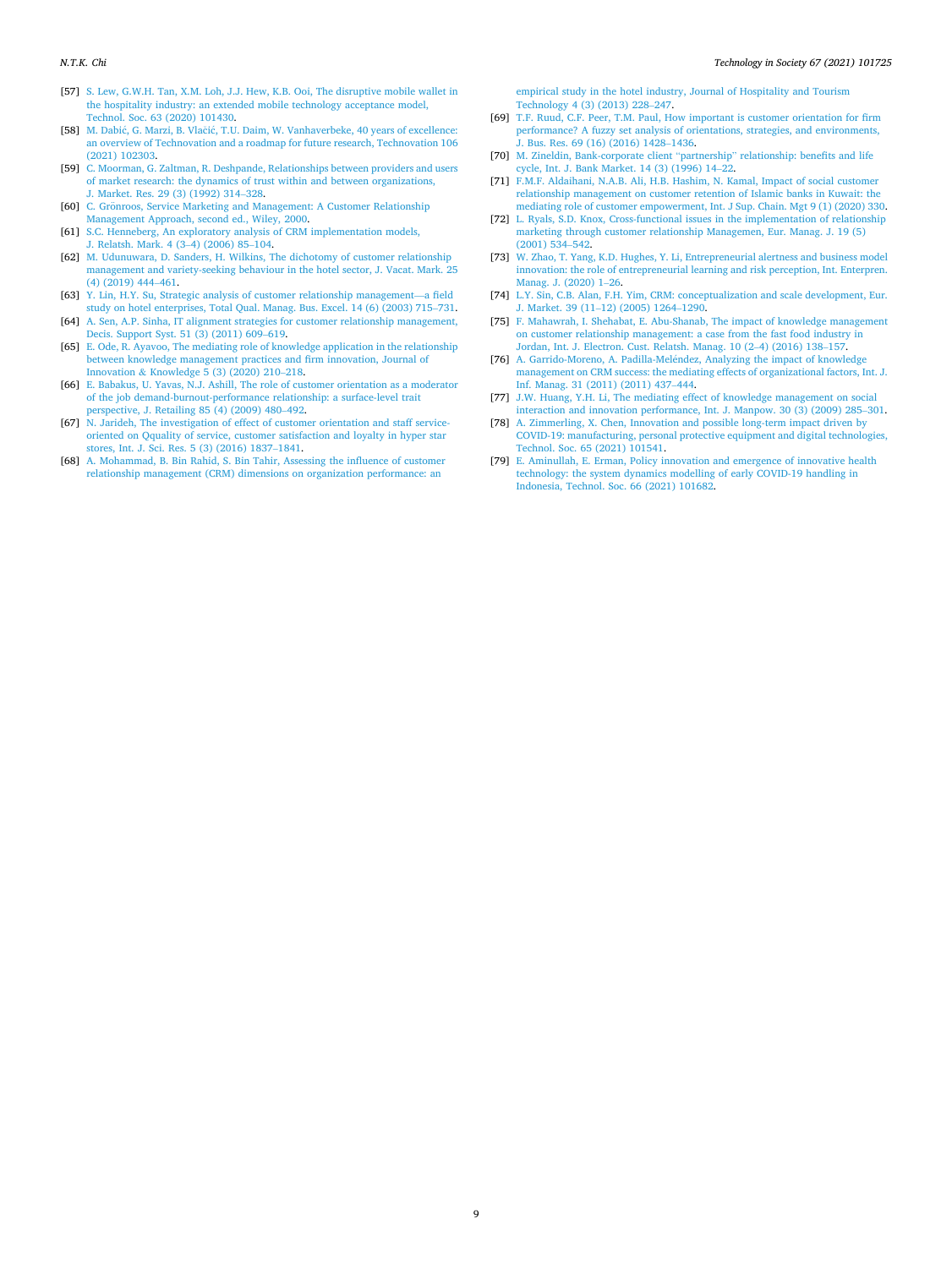[57] S. Lew, G.W.H. Tan, X.M. Loh, J.J. Hew, K.B. Ooi, The disruptive mobile wallet in the hospitality industry: an extended mobile technology acceptance model, Technol. Soc. 63 (2020) 101430.

[58] M. Dabić, G. Marzi, B. Vlačić, T.U. Daim, W. Vanhaverbeke, 40 years of excellence: an overview of Technovation and a roadmap for future research, Technovation 106 (2021) 102303.

[59] C. Moorman, G. Zaltman, R. Deshpande, Relationships between providers and users of market research: the dynamics of trust within and between organizations, J. Market. Res. 29 (3) (1992) 314–328.

[60] C. Grönroos, Service Marketing and Management: A Customer Relationship Management Approach, second ed., Wiley, 2000.

[61] S.C. Henneberg, An exploratory analysis of CRM implementation models, J. Relatsh. Mark. 4 (3–4) (2006) 85–104.

[62] M. Udunuwara, D. Sanders, H. Wilkins, The dichotomy of customer relationship management and variety-seeking behaviour in the hotel sector, J. Vacat. Mark. 25 (4) (2019) 444–461.

[63] Y. Lin, H.Y. Su, Strategic analysis of customer relationship management—a field study on hotel enterprises, Total Qual. Manag. Bus. Excel. 14 (6) (2003) 715–731.

[64] A. Sen, A.P. Sinha, IT alignment strategies for customer relationship management, Decis. Support Syst. 51 (3) (2011) 609–619.

[65] E. Ode, R. Ayavoo, The mediating role of knowledge application in the relationship between knowledge management practices and firm innovation, Journal of Innovation & Knowledge 5 (3) (2020) 210–218.

[66] E. Babakus, U. Yavas, N.J. Ashill, The role of customer orientation as a moderator of the job demand-burnout-performance relationship: a surface-level trait perspective, J. Retailing 85 (4) (2009) 480–492.

[67] N. Jarideh, The investigation of effect of customer orientation and staff service-oriented on Qquality of service, customer satisfaction and loyalty in hyper star stores, Int. J. Sci. Res. 5 (3) (2016) 1837–1841.

[68] A. Mohammad, B. Bin Rahid, S. Bin Tahir, Assessing the influence of customer relationship management (CRM) dimensions on organization performance: an empirical study in the hotel industry, Journal of Hospitality and Tourism Technology 4 (3) (2013) 228–247.

[69] T.F. Ruud, C.F. Peer, T.M. Paul, How important is customer orientation for firm performance? A fuzzy set analysis of orientations, strategies, and environments, J. Bus. Res. 69 (16) (2016) 1428–1436.

[70] M. Zineldin, Bank-corporate client "partnership" relationship: benefits and life cycle, Int. J. Bank Market. 14 (3) (1996) 14–22.

[71] F.M.F. Aldaihani, N.A.B. Ali, H.B. Hashim, N. Kamal, Impact of social customer relationship management on customer retention of Islamic banks in Kuwait: the mediating role of customer empowerment, Int. J Sup. Chain. Mgt 9 (1) (2020) 330.

[72] L. Ryals, S.D. Knox, Cross-functional issues in the implementation of relationship marketing through customer relationship Managemen, Eur. Manag. J. 19 (5) (2001) 534–542.

[73] W. Zhao, T. Yang, K.D. Hughes, Y. Li, Entrepreneurial alertness and business model innovation: the role of entrepreneurial learning and risk perception, Int. Enterpren. Manag. J. (2020) 1–26.

[74] L.Y. Sin, C.B. Alan, F.H. Yim, CRM: conceptualization and scale development, Eur. J. Market. 39 (11–12) (2005) 1264–1290.

[75] F. Mahawrah, I. Shehabat, E. Abu-Shanab, The impact of knowledge management on customer relationship management: a case from the fast food industry in Jordan, Int. J. Electron. Cust. Relatsh. Manag. 10 (2–4) (2016) 138–157.

[76] A. Garrido-Moreno, A. Padilla-Meléndez, Analyzing the impact of knowledge management on CRM success: the mediating effects of organizational factors, Int. J. Inf. Manag. 31 (2011) (2011) 437–444.

[77] J.W. Huang, Y.H. Li, The mediating effect of knowledge management on social interaction and innovation performance, Int. J. Manpow. 30 (3) (2009) 285–301.

[78] A. Zimmerling, X. Chen, Innovation and possible long-term impact driven by COVID-19: manufacturing, personal protective equipment and digital technologies, Technol. Soc. 65 (2021) 101541.

[79] E. Aminullah, E. Erman, Policy innovation and emergence of innovative health technology: the system dynamics modelling of early COVID-19 handling in Indonesia, Technol. Soc. 66 (2021) 101682.